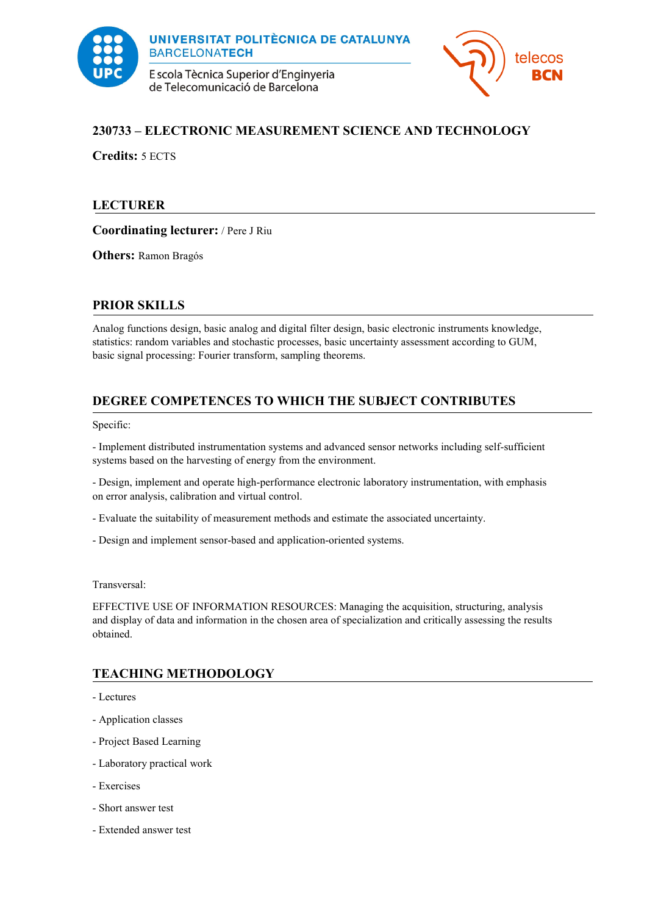UNIVERSITAT POLITÈCNICA DE CATALUNYA
BARCELONATECH
Escola Tècnica Superior d'Enginyeria de Telecomunicació de Barcelona

telecos BCN

## 230733 – ELECTRONIC MEASUREMENT SCIENCE AND TECHNOLOGY

**Credits:** 5 ECTS

## LECTURER

**Coordinating lecturer:** / Pere J Riu

**Others:** Ramon Bragós

## PRIOR SKILLS

Analog functions design, basic analog and digital filter design, basic electronic instruments knowledge, statistics: random variables and stochastic processes, basic uncertainty assessment according to GUM, basic signal processing: Fourier transform, sampling theorems.

## DEGREE COMPETENCES TO WHICH THE SUBJECT CONTRIBUTES

Specific:

- Implement distributed instrumentation systems and advanced sensor networks including self-sufficient systems based on the harvesting of energy from the environment.

- Design, implement and operate high-performance electronic laboratory instrumentation, with emphasis on error analysis, calibration and virtual control.

- Evaluate the suitability of measurement methods and estimate the associated uncertainty.

- Design and implement sensor-based and application-oriented systems.

Transversal:

EFFECTIVE USE OF INFORMATION RESOURCES: Managing the acquisition, structuring, analysis and display of data and information in the chosen area of specialization and critically assessing the results obtained.

## TEACHING METHODOLOGY

- Lectures

- Application classes

- Project Based Learning

- Laboratory practical work

- Exercises

- Short answer test

- Extended answer test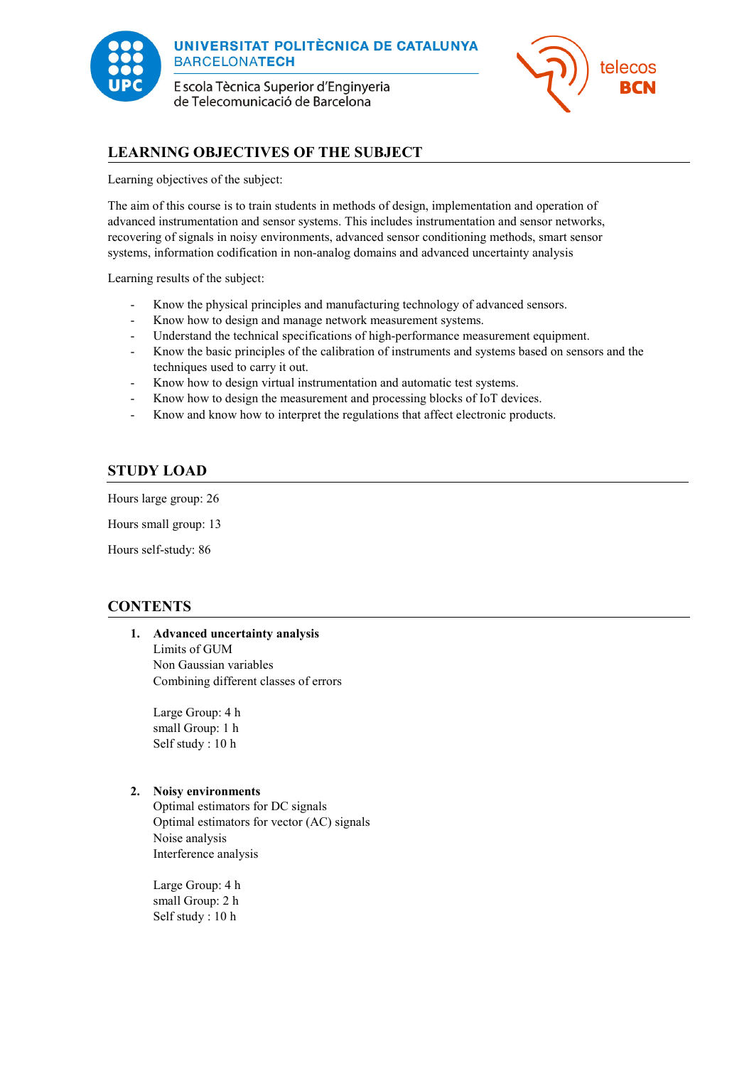## LEARNING OBJECTIVES OF THE SUBJECT

Learning objectives of the subject:

The aim of this course is to train students in methods of design, implementation and operation of advanced instrumentation and sensor systems. This includes instrumentation and sensor networks, recovering of signals in noisy environments, advanced sensor conditioning methods, smart sensor systems, information codification in non-analog domains and advanced uncertainty analysis

Learning results of the subject:

- Know the physical principles and manufacturing technology of advanced sensors.
- Know how to design and manage network measurement systems.
- Understand the technical specifications of high-performance measurement equipment.
- Know the basic principles of the calibration of instruments and systems based on sensors and the techniques used to carry it out.
- Know how to design virtual instrumentation and automatic test systems.
- Know how to design the measurement and processing blocks of IoT devices.
- Know and know how to interpret the regulations that affect electronic products.

## STUDY LOAD

Hours large group: 26

Hours small group: 13

Hours self-study: 86

## CONTENTS

1. **Advanced uncertainty analysis**
   Limits of GUM
   Non Gaussian variables
   Combining different classes of errors

   Large Group: 4 h
   small Group: 1 h
   Self study : 10 h

2. **Noisy environments**
   Optimal estimators for DC signals
   Optimal estimators for vector (AC) signals
   Noise analysis
   Interference analysis

   Large Group: 4 h
   small Group: 2 h
   Self study : 10 h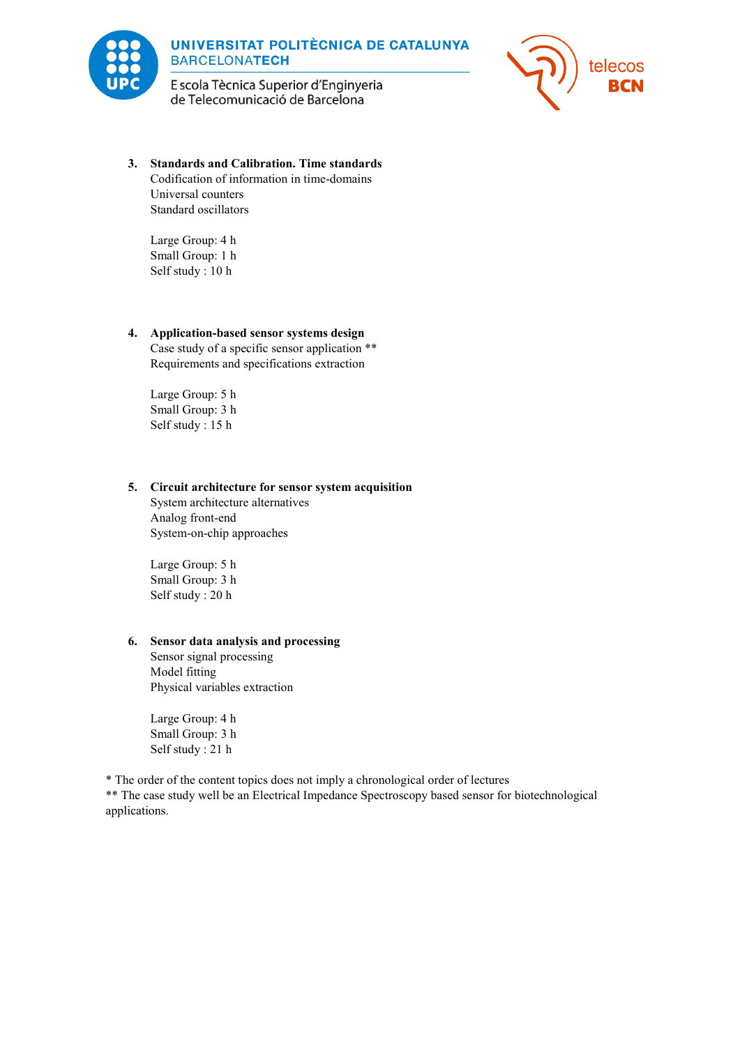3. **Standards and Calibration. Time standards**
   Codification of information in time-domains
   Universal counters
   Standard oscillators

   Large Group: 4 h
   Small Group: 1 h
   Self study : 10 h

4. **Application-based sensor systems design**
   Case study of a specific sensor application **
   Requirements and specifications extraction

   Large Group: 5 h
   Small Group: 3 h
   Self study : 15 h

5. **Circuit architecture for sensor system acquisition**
   System architecture alternatives
   Analog front-end
   System-on-chip approaches

   Large Group: 5 h
   Small Group: 3 h
   Self study : 20 h

6. **Sensor data analysis and processing**
   Sensor signal processing
   Model fitting
   Physical variables extraction

   Large Group: 4 h
   Small Group: 3 h
   Self study : 21 h

* The order of the content topics does not imply a chronological order of lectures
** The case study well be an Electrical Impedance Spectroscopy based sensor for biotechnological applications.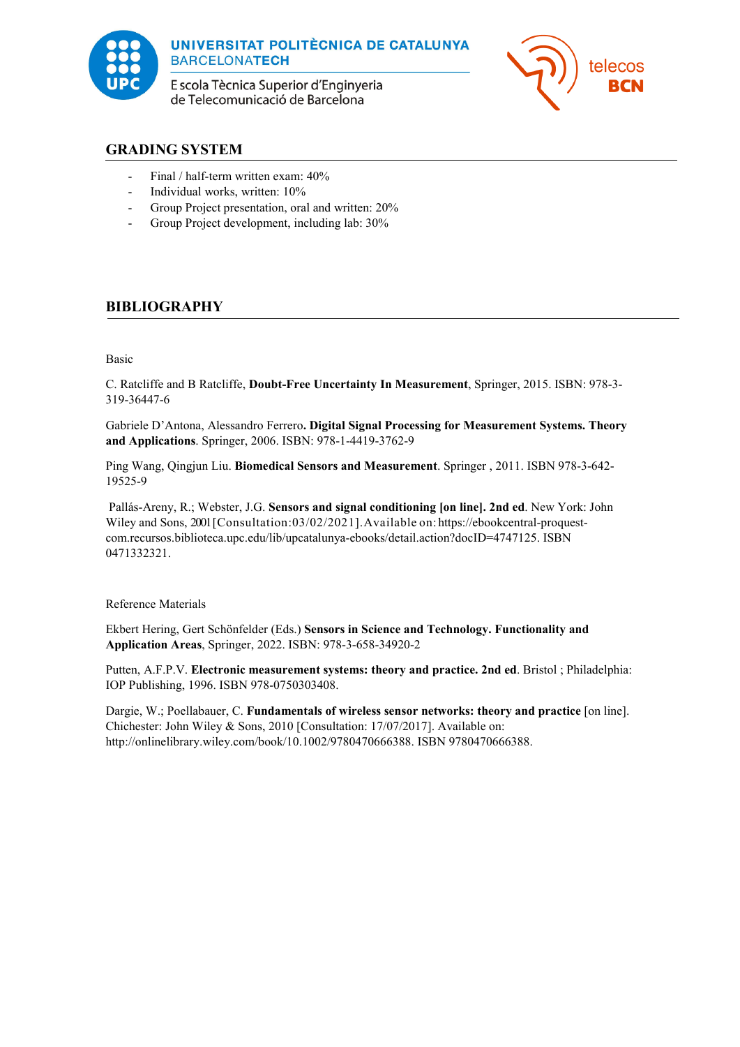## GRADING SYSTEM

- Final / half-term written exam: 40%
- Individual works, written: 10%
- Group Project presentation, oral and written: 20%
- Group Project development, including lab: 30%

## BIBLIOGRAPHY

Basic

C. Ratcliffe and B Ratcliffe, **Doubt-Free Uncertainty In Measurement**, Springer, 2015. ISBN: 978-3-319-36447-6

Gabriele D'Antona, Alessandro Ferrero**. Digital Signal Processing for Measurement Systems. Theory and Applications**. Springer, 2006. ISBN: 978-1-4419-3762-9

Ping Wang, Qingjun Liu. **Biomedical Sensors and Measurement**. Springer , 2011. ISBN 978-3-642-19525-9

Pallás-Areny, R.; Webster, J.G. **Sensors and signal conditioning [on line]. 2nd ed**. New York: John Wiley and Sons, 2001 [Consultation:03/02/2021]. Available on: https://ebookcentral-proquest-com.recursos.biblioteca.upc.edu/lib/upcatalunya-ebooks/detail.action?docID=4747125. ISBN 0471332321.

Reference Materials

Ekbert Hering, Gert Schönfelder (Eds.) **Sensors in Science and Technology. Functionality and Application Areas**, Springer, 2022. ISBN: 978-3-658-34920-2

Putten, A.F.P.V. **Electronic measurement systems: theory and practice. 2nd ed**. Bristol ; Philadelphia: IOP Publishing, 1996. ISBN 978-0750303408.

Dargie, W.; Poellabauer, C. **Fundamentals of wireless sensor networks: theory and practice** [on line]. Chichester: John Wiley & Sons, 2010 [Consultation: 17/07/2017]. Available on: http://onlinelibrary.wiley.com/book/10.1002/9780470666388. ISBN 9780470666388.